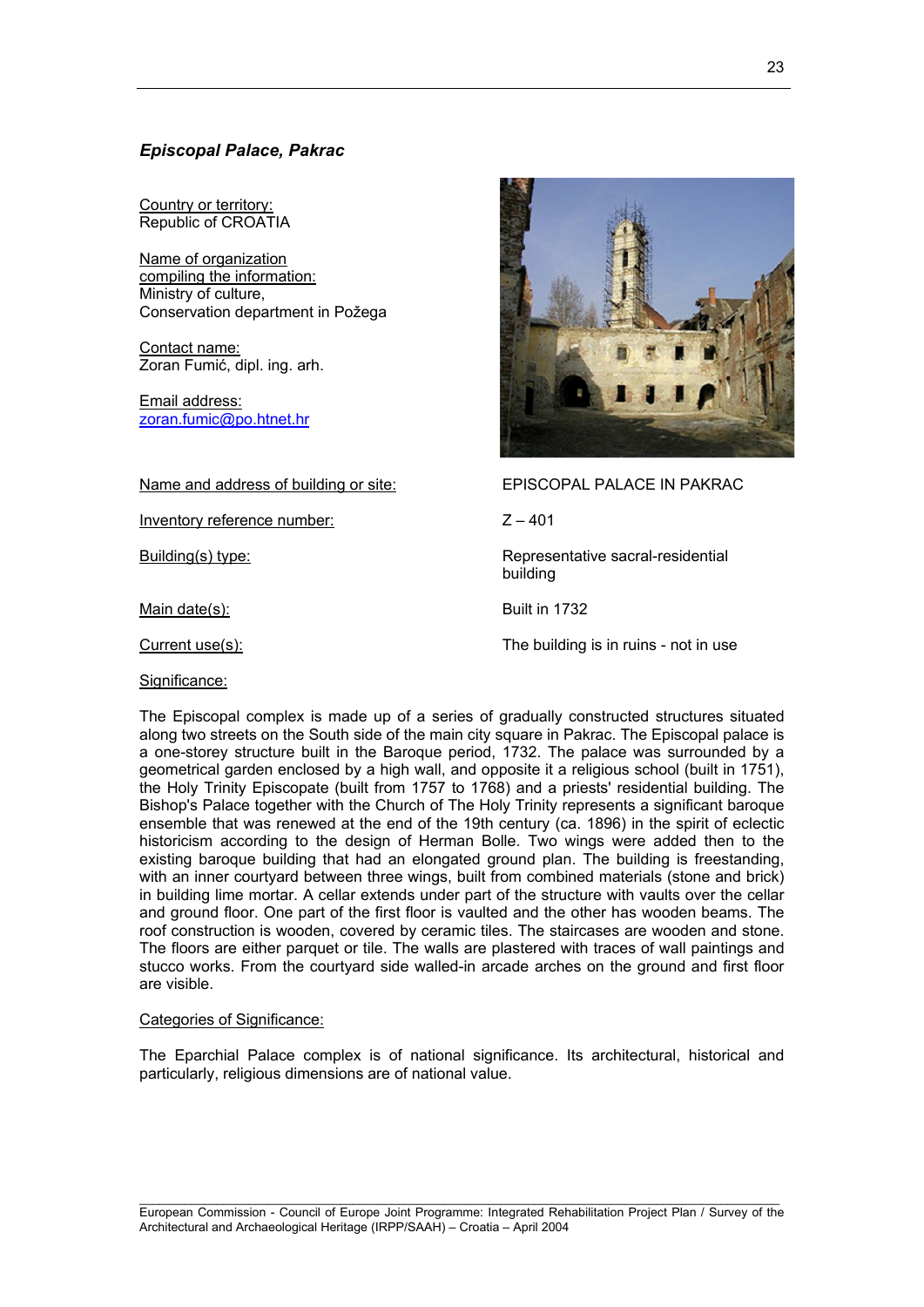### *Episcopal Palace, Pakrac*

Country or territory:
Republic of CROATIA

Name of organization compiling the information:
Ministry of culture,
Conservation department in Požega

Contact name:
Zoran Fumić, dipl. ing. arh.

Email address:
zoran.fumic@po.htnet.hr

| | |
|---|---|
| Name and address of building or site: | EPISCOPAL PALACE IN PAKRAC |
| Inventory reference number: | Z – 401 |
| Building(s) type: | Representative sacral-residential building |
| Main date(s): | Built in 1732 |
| Current use(s): | The building is in ruins - not in use |

Significance:

The Episcopal complex is made up of a series of gradually constructed structures situated along two streets on the South side of the main city square in Pakrac. The Episcopal palace is a one-storey structure built in the Baroque period, 1732. The palace was surrounded by a geometrical garden enclosed by a high wall, and opposite it a religious school (built in 1751), the Holy Trinity Episcopate (built from 1757 to 1768) and a priests' residential building. The Bishop's Palace together with the Church of The Holy Trinity represents a significant baroque ensemble that was renewed at the end of the 19th century (ca. 1896) in the spirit of eclectic historicism according to the design of Herman Bolle. Two wings were added then to the existing baroque building that had an elongated ground plan. The building is freestanding, with an inner courtyard between three wings, built from combined materials (stone and brick) in building lime mortar. A cellar extends under part of the structure with vaults over the cellar and ground floor. One part of the first floor is vaulted and the other has wooden beams. The roof construction is wooden, covered by ceramic tiles. The staircases are wooden and stone. The floors are either parquet or tile. The walls are plastered with traces of wall paintings and stucco works. From the courtyard side walled-in arcade arches on the ground and first floor are visible.

Categories of Significance:

The Eparchial Palace complex is of national significance. Its architectural, historical and particularly, religious dimensions are of national value.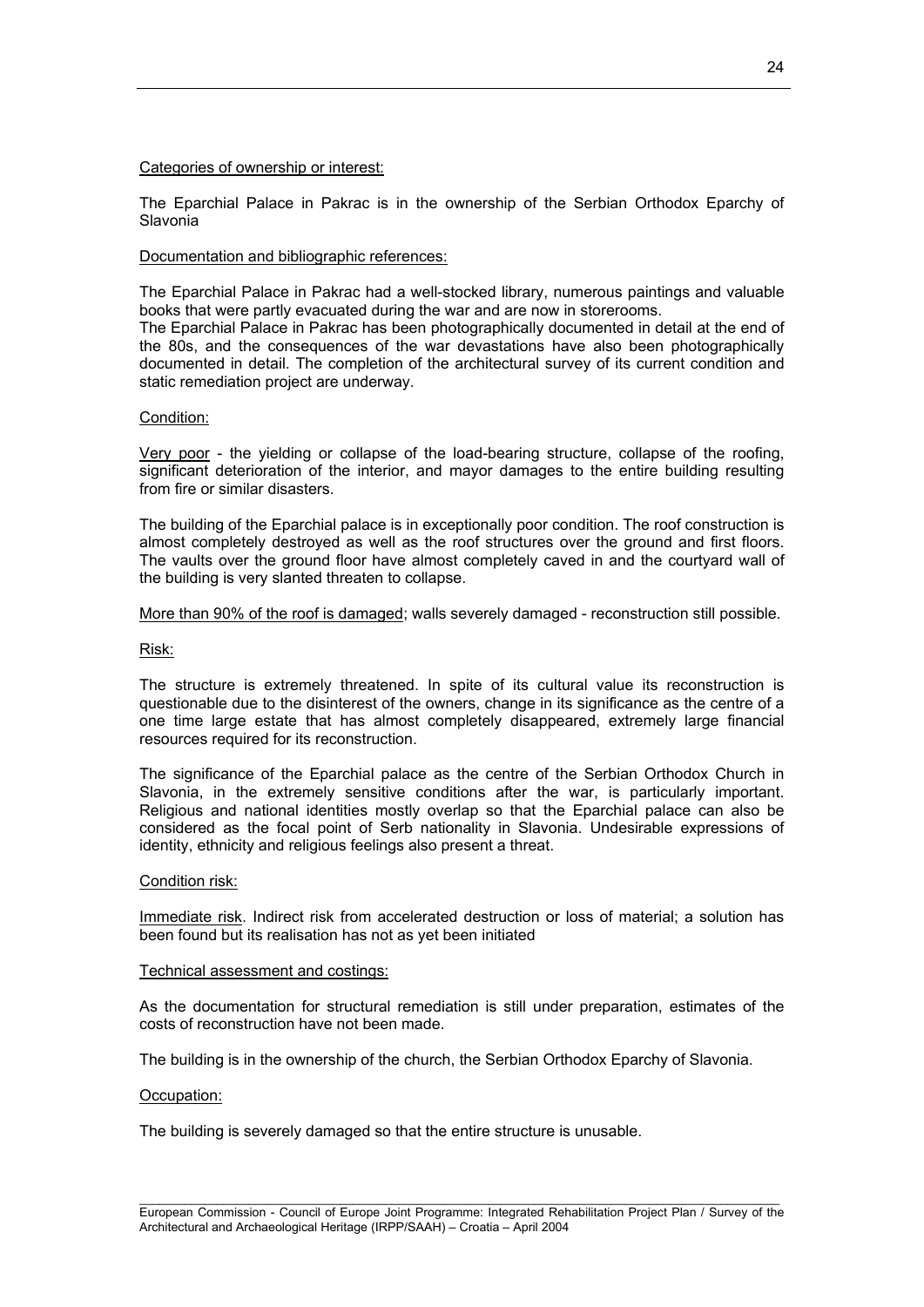Categories of ownership or interest:

The Eparchial Palace in Pakrac is in the ownership of the Serbian Orthodox Eparchy of Slavonia

Documentation and bibliographic references:

The Eparchial Palace in Pakrac had a well-stocked library, numerous paintings and valuable books that were partly evacuated during the war and are now in storerooms.
The Eparchial Palace in Pakrac has been photographically documented in detail at the end of the 80s, and the consequences of the war devastations have also been photographically documented in detail. The completion of the architectural survey of its current condition and static remediation project are underway.

Condition:

Very poor - the yielding or collapse of the load-bearing structure, collapse of the roofing, significant deterioration of the interior, and mayor damages to the entire building resulting from fire or similar disasters.

The building of the Eparchial palace is in exceptionally poor condition. The roof construction is almost completely destroyed as well as the roof structures over the ground and first floors. The vaults over the ground floor have almost completely caved in and the courtyard wall of the building is very slanted threaten to collapse.

More than 90% of the roof is damaged; walls severely damaged - reconstruction still possible.

Risk:

The structure is extremely threatened. In spite of its cultural value its reconstruction is questionable due to the disinterest of the owners, change in its significance as the centre of a one time large estate that has almost completely disappeared, extremely large financial resources required for its reconstruction.

The significance of the Eparchial palace as the centre of the Serbian Orthodox Church in Slavonia, in the extremely sensitive conditions after the war, is particularly important. Religious and national identities mostly overlap so that the Eparchial palace can also be considered as the focal point of Serb nationality in Slavonia. Undesirable expressions of identity, ethnicity and religious feelings also present a threat.

Condition risk:

Immediate risk. Indirect risk from accelerated destruction or loss of material; a solution has been found but its realisation has not as yet been initiated

Technical assessment and costings:

As the documentation for structural remediation is still under preparation, estimates of the costs of reconstruction have not been made.

The building is in the ownership of the church, the Serbian Orthodox Eparchy of Slavonia.

Occupation:

The building is severely damaged so that the entire structure is unusable.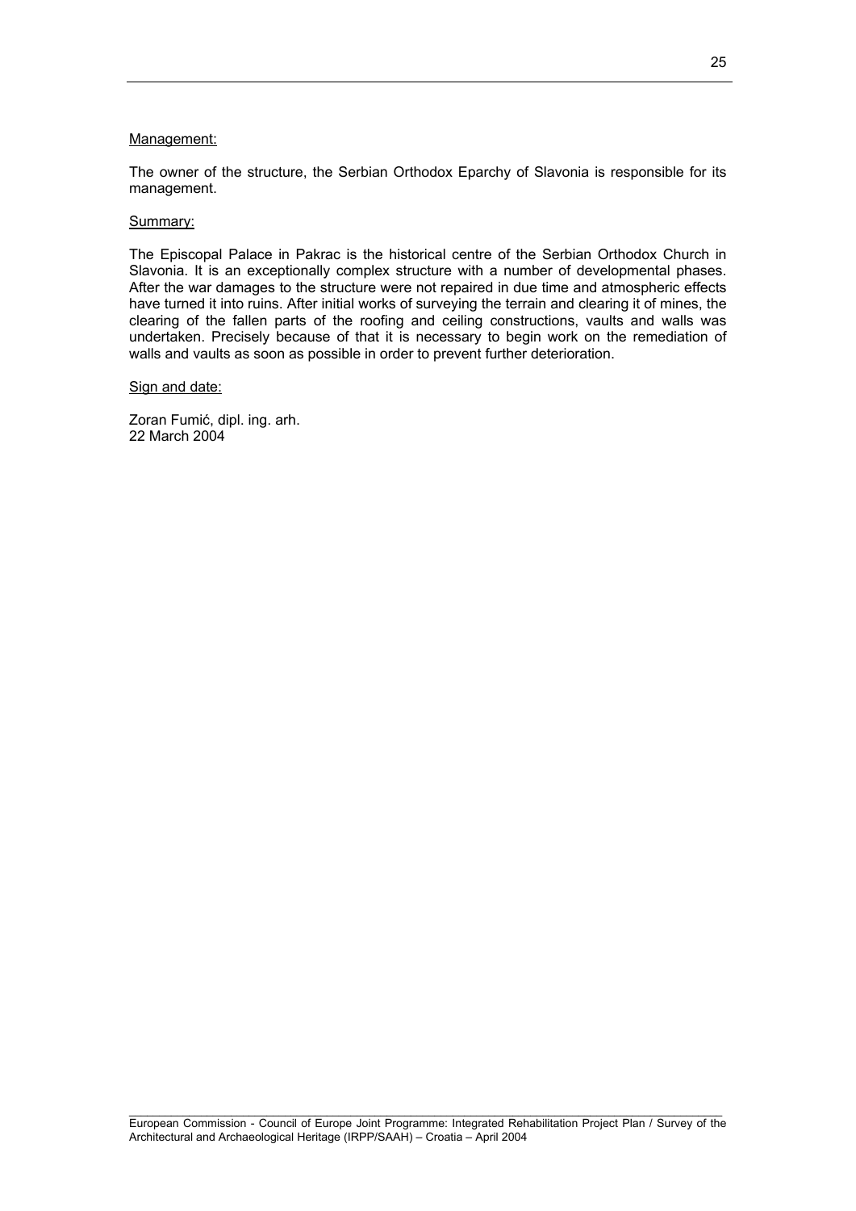Management:

The owner of the structure, the Serbian Orthodox Eparchy of Slavonia is responsible for its management.

Summary:

The Episcopal Palace in Pakrac is the historical centre of the Serbian Orthodox Church in Slavonia. It is an exceptionally complex structure with a number of developmental phases. After the war damages to the structure were not repaired in due time and atmospheric effects have turned it into ruins. After initial works of surveying the terrain and clearing it of mines, the clearing of the fallen parts of the roofing and ceiling constructions, vaults and walls was undertaken. Precisely because of that it is necessary to begin work on the remediation of walls and vaults as soon as possible in order to prevent further deterioration.

Sign and date:

Zoran Fumić, dipl. ing. arh.
22 March 2004